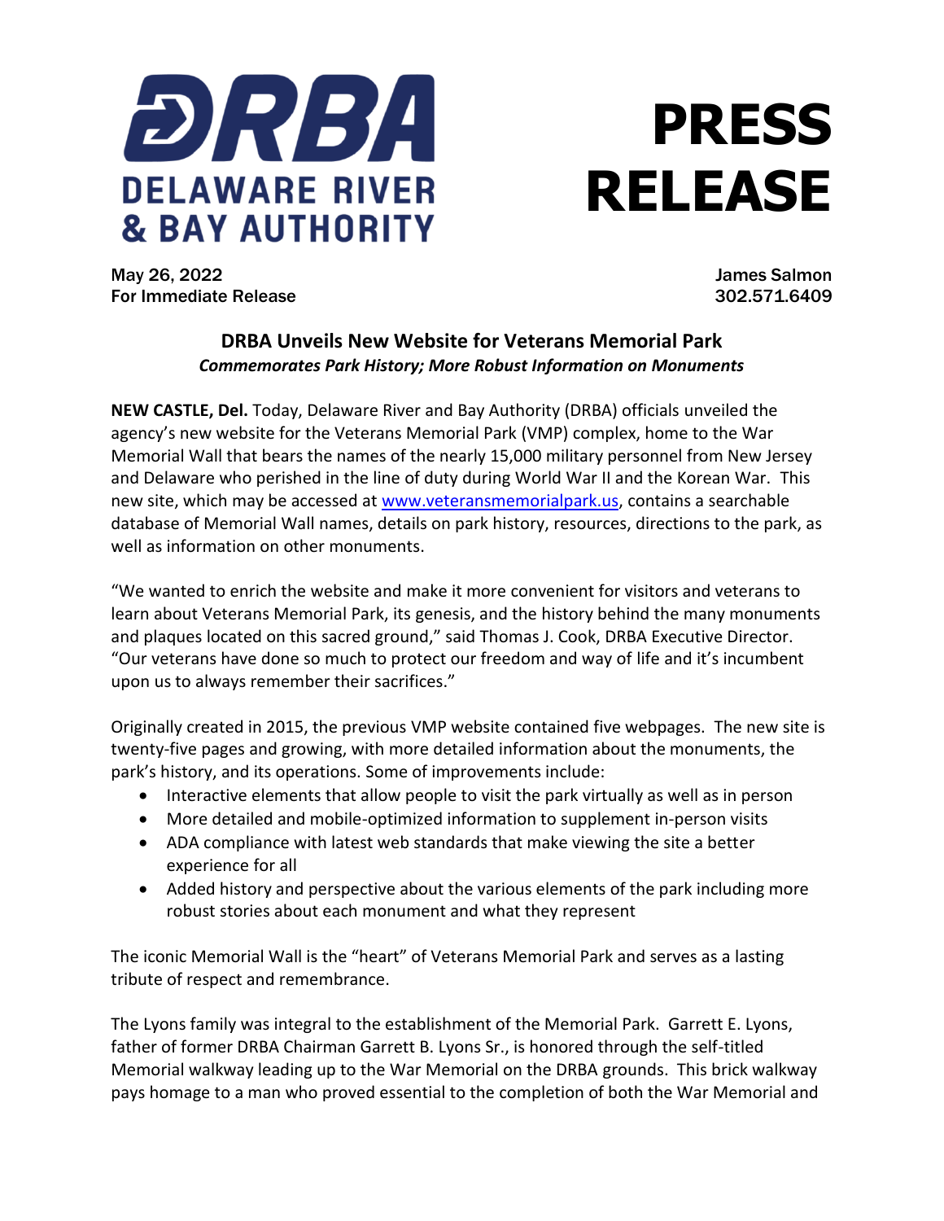**DRBA**
**DELAWARE RIVER & BAY AUTHORITY**

# PRESS RELEASE

May 26, 2022
For Immediate Release

James Salmon
302.571.6409

## DRBA Unveils New Website for Veterans Memorial Park

***Commemorates Park History; More Robust Information on Monuments***

**NEW CASTLE, Del.** Today, Delaware River and Bay Authority (DRBA) officials unveiled the agency's new website for the Veterans Memorial Park (VMP) complex, home to the War Memorial Wall that bears the names of the nearly 15,000 military personnel from New Jersey and Delaware who perished in the line of duty during World War II and the Korean War. This new site, which may be accessed at www.veteransmemorialpark.us, contains a searchable database of Memorial Wall names, details on park history, resources, directions to the park, as well as information on other monuments.

"We wanted to enrich the website and make it more convenient for visitors and veterans to learn about Veterans Memorial Park, its genesis, and the history behind the many monuments and plaques located on this sacred ground," said Thomas J. Cook, DRBA Executive Director. "Our veterans have done so much to protect our freedom and way of life and it's incumbent upon us to always remember their sacrifices."

Originally created in 2015, the previous VMP website contained five webpages. The new site is twenty-five pages and growing, with more detailed information about the monuments, the park's history, and its operations. Some of improvements include:

- Interactive elements that allow people to visit the park virtually as well as in person
- More detailed and mobile-optimized information to supplement in-person visits
- ADA compliance with latest web standards that make viewing the site a better experience for all
- Added history and perspective about the various elements of the park including more robust stories about each monument and what they represent

The iconic Memorial Wall is the "heart" of Veterans Memorial Park and serves as a lasting tribute of respect and remembrance.

The Lyons family was integral to the establishment of the Memorial Park. Garrett E. Lyons, father of former DRBA Chairman Garrett B. Lyons Sr., is honored through the self-titled Memorial walkway leading up to the War Memorial on the DRBA grounds. This brick walkway pays homage to a man who proved essential to the completion of both the War Memorial and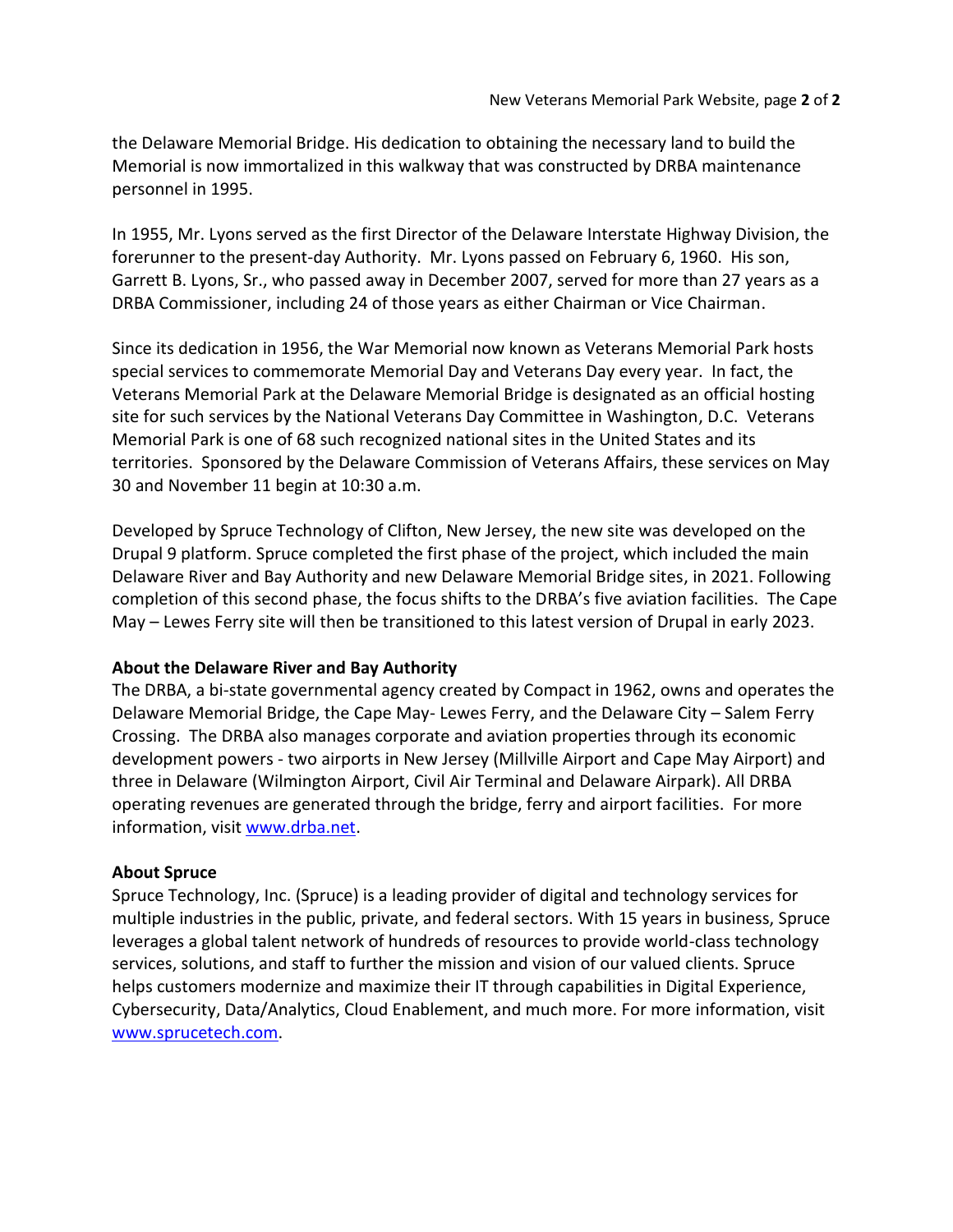the Delaware Memorial Bridge. His dedication to obtaining the necessary land to build the Memorial is now immortalized in this walkway that was constructed by DRBA maintenance personnel in 1995.

In 1955, Mr. Lyons served as the first Director of the Delaware Interstate Highway Division, the forerunner to the present-day Authority. Mr. Lyons passed on February 6, 1960. His son, Garrett B. Lyons, Sr., who passed away in December 2007, served for more than 27 years as a DRBA Commissioner, including 24 of those years as either Chairman or Vice Chairman.

Since its dedication in 1956, the War Memorial now known as Veterans Memorial Park hosts special services to commemorate Memorial Day and Veterans Day every year. In fact, the Veterans Memorial Park at the Delaware Memorial Bridge is designated as an official hosting site for such services by the National Veterans Day Committee in Washington, D.C. Veterans Memorial Park is one of 68 such recognized national sites in the United States and its territories. Sponsored by the Delaware Commission of Veterans Affairs, these services on May 30 and November 11 begin at 10:30 a.m.

Developed by Spruce Technology of Clifton, New Jersey, the new site was developed on the Drupal 9 platform. Spruce completed the first phase of the project, which included the main Delaware River and Bay Authority and new Delaware Memorial Bridge sites, in 2021. Following completion of this second phase, the focus shifts to the DRBA's five aviation facilities. The Cape May – Lewes Ferry site will then be transitioned to this latest version of Drupal in early 2023.

**About the Delaware River and Bay Authority**

The DRBA, a bi-state governmental agency created by Compact in 1962, owns and operates the Delaware Memorial Bridge, the Cape May- Lewes Ferry, and the Delaware City – Salem Ferry Crossing. The DRBA also manages corporate and aviation properties through its economic development powers - two airports in New Jersey (Millville Airport and Cape May Airport) and three in Delaware (Wilmington Airport, Civil Air Terminal and Delaware Airpark). All DRBA operating revenues are generated through the bridge, ferry and airport facilities. For more information, visit www.drba.net.

**About Spruce**

Spruce Technology, Inc. (Spruce) is a leading provider of digital and technology services for multiple industries in the public, private, and federal sectors. With 15 years in business, Spruce leverages a global talent network of hundreds of resources to provide world-class technology services, solutions, and staff to further the mission and vision of our valued clients. Spruce helps customers modernize and maximize their IT through capabilities in Digital Experience, Cybersecurity, Data/Analytics, Cloud Enablement, and much more. For more information, visit www.sprucetech.com.